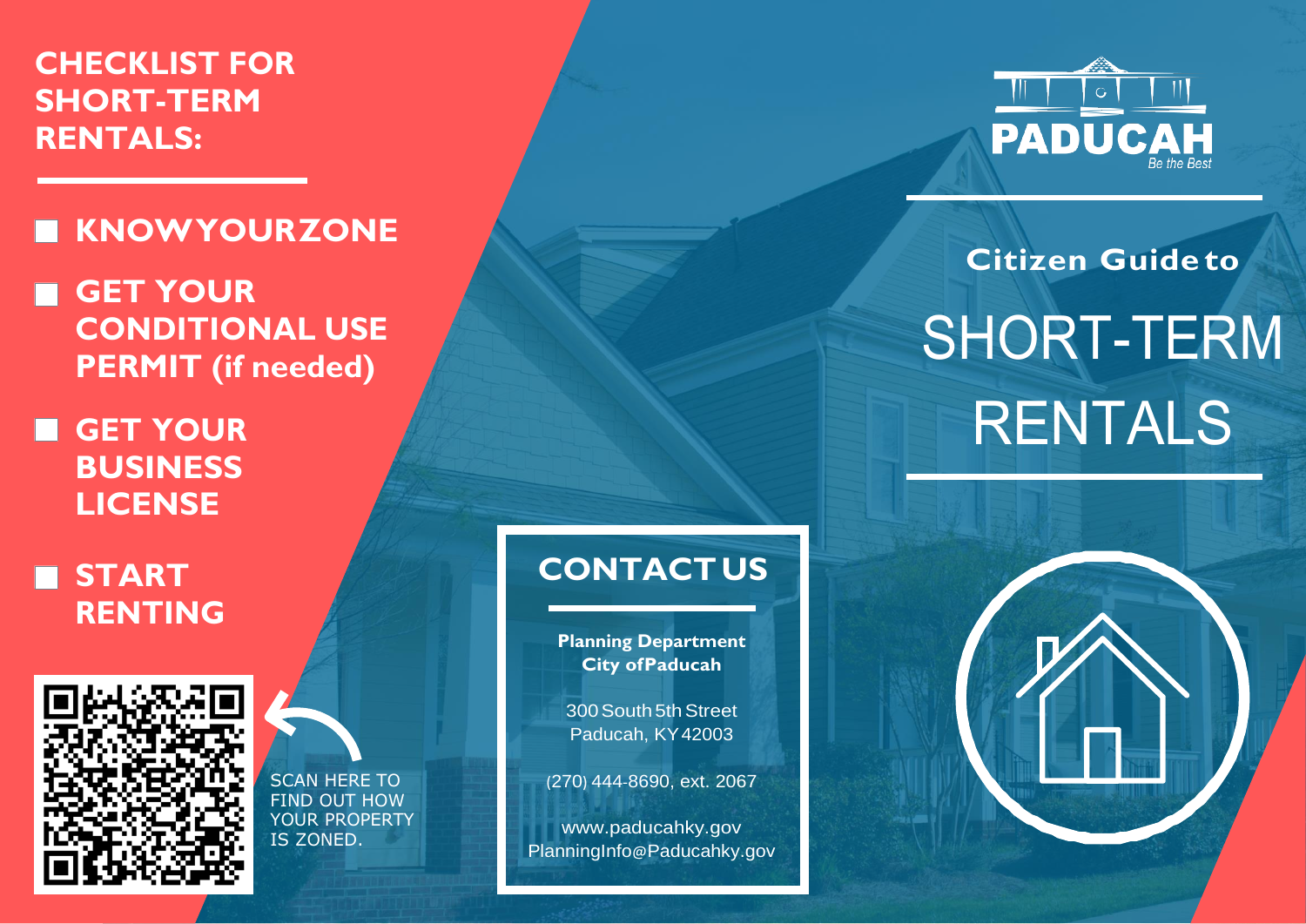# CHECKLIST FOR SHORT-TERM RENTALS:

- ☐ **KNOW YOUR ZONE**
- ☐ **GET YOUR CONDITIONAL USE PERMIT (if needed)**
- ☐ **GET YOUR BUSINESS LICENSE**
- ☐ **START RENTING**

SCAN HERE TO FIND OUT HOW YOUR PROPERTY IS ZONED.

## CONTACT US

**Planning Department**
**City of Paducah**

300 South 5th Street
Paducah, KY 42003

(270) 444-8690, ext. 2067

www.paducahky.gov
PlanningInfo@Paducahky.gov

PADUCAH
*Be the Best*

**Citizen Guide to**

# SHORT-TERM RENTALS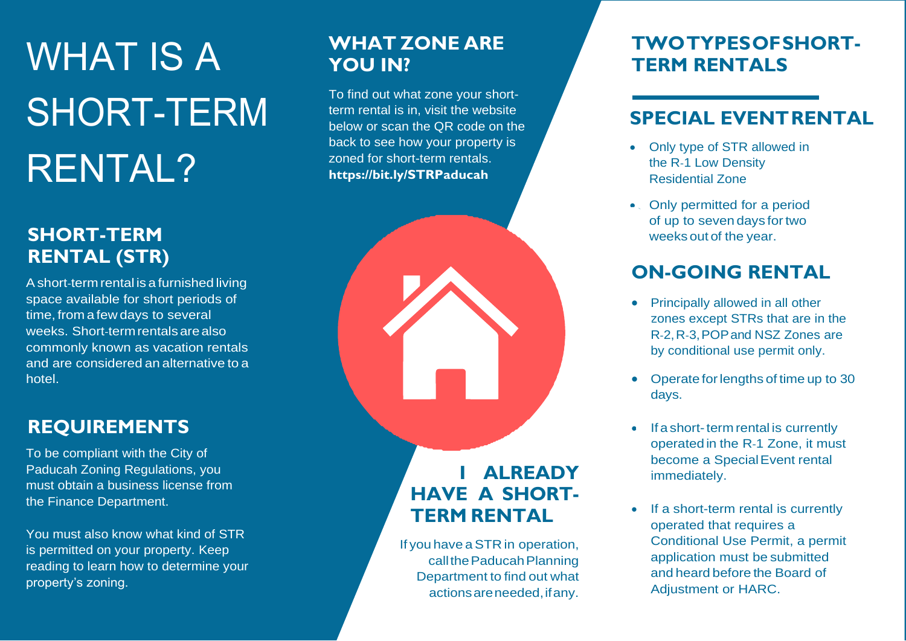# WHAT IS A SHORT-TERM RENTAL?

## SHORT-TERM RENTAL (STR)

A short-term rental is a furnished living space available for short periods of time, from a few days to several weeks. Short-term rentals are also commonly known as vacation rentals and are considered an alternative to a hotel.

## REQUIREMENTS

To be compliant with the City of Paducah Zoning Regulations, you must obtain a business license from the Finance Department.

You must also know what kind of STR is permitted on your property. Keep reading to learn how to determine your property's zoning.

## WHAT ZONE ARE YOU IN?

To find out what zone your short-term rental is in, visit the website below or scan the QR code on the back to see how your property is zoned for short-term rentals.
**https://bit.ly/STRPaducah**

## I ALREADY HAVE A SHORT-TERM RENTAL

If you have a STR in operation, call the Paducah Planning Department to find out what actions are needed, if any.

## TWO TYPES OF SHORT-TERM RENTALS

### SPECIAL EVENT RENTAL

- Only type of STR allowed in the R-1 Low Density Residential Zone
- Only permitted for a period of up to seven days for two weeks out of the year.

### ON-GOING RENTAL

- Principally allowed in all other zones except STRs that are in the R-2, R-3, POP and NSZ Zones are by conditional use permit only.
- Operate for lengths of time up to 30 days.
- If a short-term rental is currently operated in the R-1 Zone, it must become a Special Event rental immediately.
- If a short-term rental is currently operated that requires a Conditional Use Permit, a permit application must be submitted and heard before the Board of Adjustment or HARC.